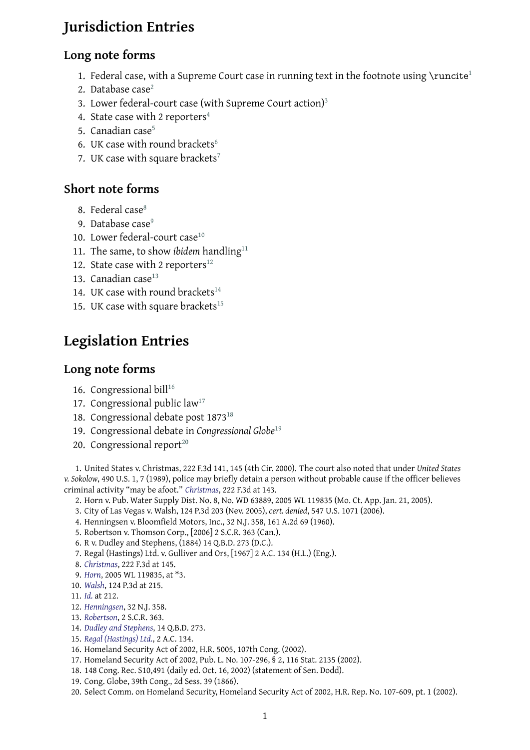# Jurisdiction Entries

## Long note forms

1. Federal case, with a Supreme Court case in running text in the footnote using `\runcite`[1]
2. Database case[2]
3. Lower federal-court case (with Supreme Court action)[3]
4. State case with 2 reporters[4]
5. Canadian case[5]
6. UK case with round brackets[6]
7. UK case with square brackets[7]

## Short note forms

8. Federal case[8]
9. Database case[9]
10. Lower federal-court case[10]
11. The same, to show *ibidem* handling[11]
12. State case with 2 reporters[12]
13. Canadian case[13]
14. UK case with round brackets[14]
15. UK case with square brackets[15]

# Legislation Entries

## Long note forms

16. Congressional bill[16]
17. Congressional public law[17]
18. Congressional debate post 1873[18]
19. Congressional debate in *Congressional Globe*[19]
20. Congressional report[20]

1. United States v. Christmas, 222 F.3d 141, 145 (4th Cir. 2000). The court also noted that under *United States v. Sokolow*, 490 U.S. 1, 7 (1989), police may briefly detain a person without probable cause if the officer believes criminal activity "may be afoot." *Christmas*, 222 F.3d at 143.
2. Horn v. Pub. Water Supply Dist. No. 8, No. WD 63889, 2005 WL 119835 (Mo. Ct. App. Jan. 21, 2005).
3. City of Las Vegas v. Walsh, 124 P.3d 203 (Nev. 2005), *cert. denied*, 547 U.S. 1071 (2006).
4. Henningsen v. Bloomfield Motors, Inc., 32 N.J. 358, 161 A.2d 69 (1960).
5. Robertson v. Thomson Corp., [2006] 2 S.C.R. 363 (Can.).
6. R v. Dudley and Stephens, (1884) 14 Q.B.D. 273 (D.C.).
7. Regal (Hastings) Ltd. v. Gulliver and Ors, [1967] 2 A.C. 134 (H.L.) (Eng.).
8. *Christmas*, 222 F.3d at 145.
9. *Horn*, 2005 WL 119835, at *3.
10. *Walsh*, 124 P.3d at 215.
11. *Id.* at 212.
12. *Henningsen*, 32 N.J. 358.
13. *Robertson*, 2 S.C.R. 363.
14. *Dudley and Stephens*, 14 Q.B.D. 273.
15. *Regal (Hastings) Ltd.*, 2 A.C. 134.
16. Homeland Security Act of 2002, H.R. 5005, 107th Cong. (2002).
17. Homeland Security Act of 2002, Pub. L. No. 107-296, § 2, 116 Stat. 2135 (2002).
18. 148 Cong. Rec. S10,491 (daily ed. Oct. 16, 2002) (statement of Sen. Dodd).
19. Cong. Globe, 39th Cong., 2d Sess. 39 (1866).
20. Select Comm. on Homeland Security, Homeland Security Act of 2002, H.R. Rep. No. 107-609, pt. 1 (2002).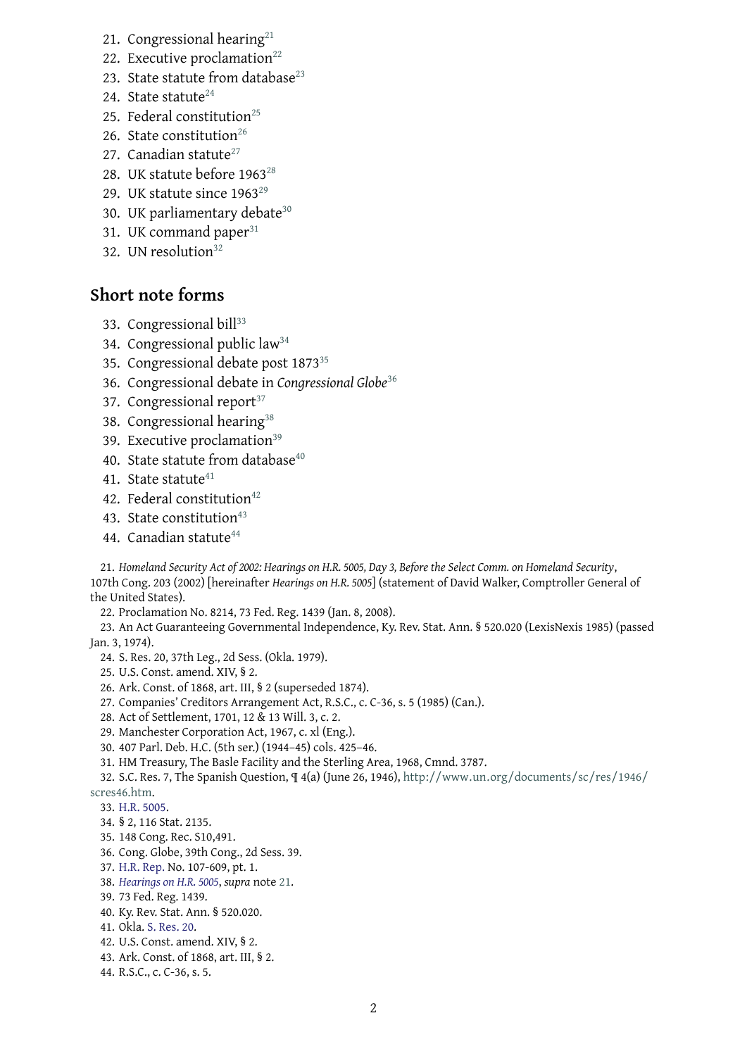21. Congressional hearing[21]
22. Executive proclamation[22]
23. State statute from database[23]
24. State statute[24]
25. Federal constitution[25]
26. State constitution[26]
27. Canadian statute[27]
28. UK statute before 1963[28]
29. UK statute since 1963[29]
30. UK parliamentary debate[30]
31. UK command paper[31]
32. UN resolution[32]

## Short note forms

33. Congressional bill[33]
34. Congressional public law[34]
35. Congressional debate post 1873[35]
36. Congressional debate in *Congressional Globe*[36]
37. Congressional report[37]
38. Congressional hearing[38]
39. Executive proclamation[39]
40. State statute from database[40]
41. State statute[41]
42. Federal constitution[42]
43. State constitution[43]
44. Canadian statute[44]

21. *Homeland Security Act of 2002: Hearings on H.R. 5005, Day 3, Before the Select Comm. on Homeland Security*, 107th Cong. 203 (2002) [hereinafter *Hearings on H.R. 5005*] (statement of David Walker, Comptroller General of the United States).
22. Proclamation No. 8214, 73 Fed. Reg. 1439 (Jan. 8, 2008).
23. An Act Guaranteeing Governmental Independence, Ky. Rev. Stat. Ann. § 520.020 (LexisNexis 1985) (passed Jan. 3, 1974).
24. S. Res. 20, 37th Leg., 2d Sess. (Okla. 1979).
25. U.S. Const. amend. XIV, § 2.
26. Ark. Const. of 1868, art. III, § 2 (superseded 1874).
27. Companies' Creditors Arrangement Act, R.S.C., c. C-36, s. 5 (1985) (Can.).
28. Act of Settlement, 1701, 12 & 13 Will. 3, c. 2.
29. Manchester Corporation Act, 1967, c. xl (Eng.).
30. 407 Parl. Deb. H.C. (5th ser.) (1944–45) cols. 425–46.
31. HM Treasury, The Basle Facility and the Sterling Area, 1968, Cmnd. 3787.
32. S.C. Res. 7, The Spanish Question, ¶ 4(a) (June 26, 1946), http://www.un.org/documents/sc/res/1946/scres46.htm.
33. H.R. 5005.
34. § 2, 116 Stat. 2135.
35. 148 Cong. Rec. S10,491.
36. Cong. Globe, 39th Cong., 2d Sess. 39.
37. H.R. Rep. No. 107-609, pt. 1.
38. *Hearings on H.R. 5005*, *supra* note 21.
39. 73 Fed. Reg. 1439.
40. Ky. Rev. Stat. Ann. § 520.020.
41. Okla. S. Res. 20.
42. U.S. Const. amend. XIV, § 2.
43. Ark. Const. of 1868, art. III, § 2.
44. R.S.C., c. C-36, s. 5.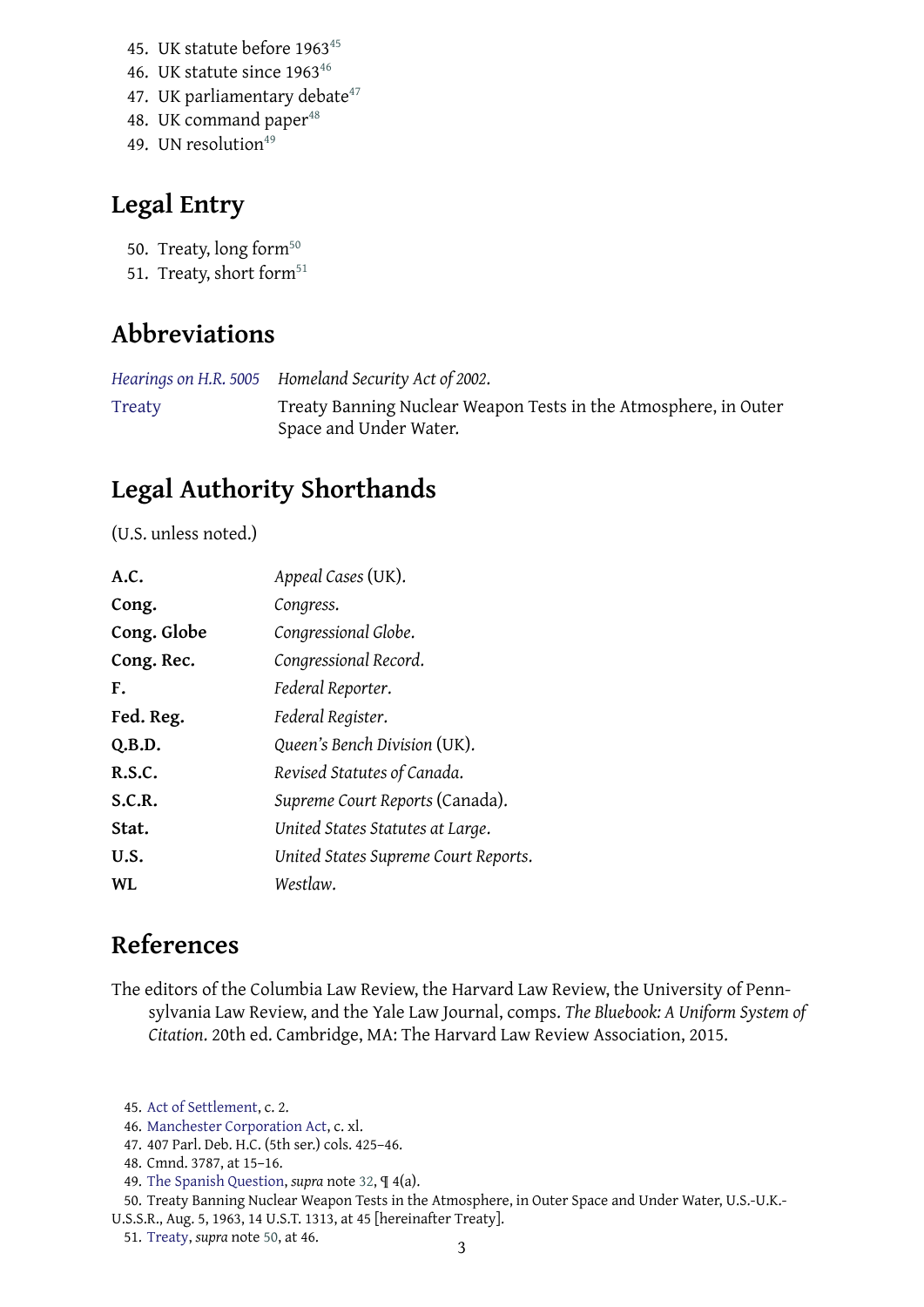45. UK statute before 1963[45]
46. UK statute since 1963[46]
47. UK parliamentary debate[47]
48. UK command paper[48]
49. UN resolution[49]

## Legal Entry

50. Treaty, long form[50]
51. Treaty, short form[51]

## Abbreviations

| | |
|---|---|
| *Hearings on H.R. 5005* | *Homeland Security Act of 2002*. |
| Treaty | Treaty Banning Nuclear Weapon Tests in the Atmosphere, in Outer Space and Under Water. |

## Legal Authority Shorthands

(U.S. unless noted.)

| | |
|---|---|
| **A.C.** | *Appeal Cases* (UK). |
| **Cong.** | *Congress*. |
| **Cong. Globe** | *Congressional Globe*. |
| **Cong. Rec.** | *Congressional Record*. |
| **F.** | *Federal Reporter*. |
| **Fed. Reg.** | *Federal Register*. |
| **Q.B.D.** | *Queen's Bench Division* (UK). |
| **R.S.C.** | *Revised Statutes of Canada*. |
| **S.C.R.** | *Supreme Court Reports* (Canada). |
| **Stat.** | *United States Statutes at Large*. |
| **U.S.** | *United States Supreme Court Reports*. |
| **WL** | *Westlaw*. |

## References

The editors of the Columbia Law Review, the Harvard Law Review, the University of Pennsylvania Law Review, and the Yale Law Journal, comps. *The Bluebook: A Uniform System of Citation*. 20th ed. Cambridge, MA: The Harvard Law Review Association, 2015.

45. Act of Settlement, c. 2.
46. Manchester Corporation Act, c. xl.
47. 407 Parl. Deb. H.C. (5th ser.) cols. 425–46.
48. Cmnd. 3787, at 15–16.
49. The Spanish Question, *supra* note 32, ¶ 4(a).
50. Treaty Banning Nuclear Weapon Tests in the Atmosphere, in Outer Space and Under Water, U.S.-U.K.-U.S.S.R., Aug. 5, 1963, 14 U.S.T. 1313, at 45 [hereinafter Treaty].
51. Treaty, *supra* note 50, at 46.